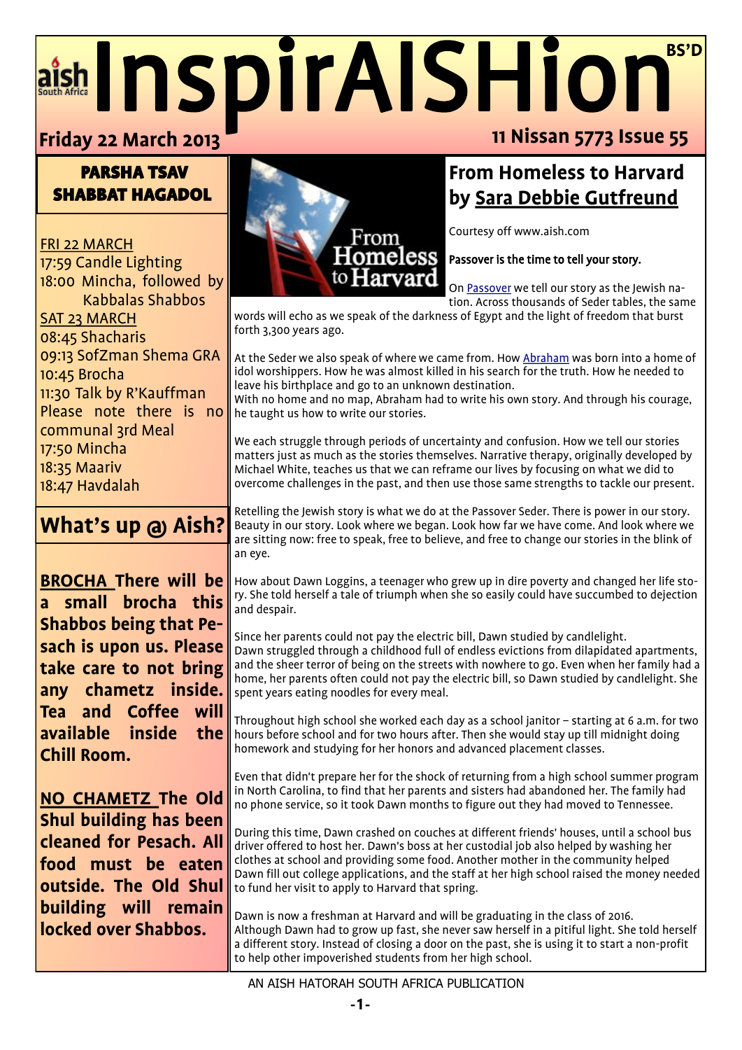# InspirAISHion

BS'D

**Friday 22 March 2013** — **11 Nissan 5773 Issue 55**

## PARSHA TSAV SHABBAT HAGADOL

FRI 22 MARCH
17:59 Candle Lighting
18:00 Mincha, followed by Kabbalas Shabbos

SAT 23 MARCH
08:45 Shacharis
09:13 SofZman Shema GRA
10:45 Brocha
11:30 Talk by R'Kauffman
Please note there is no communal 3rd Meal
17:50 Mincha
18:35 Maariv
18:47 Havdalah

## What's up @ Aish?

**BROCHA There will be a small brocha this Shabbos being that Pesach is upon us. Please take care to not bring any chametz inside. Tea and Coffee will available inside the Chill Room.**

**NO CHAMETZ The Old Shul building has been cleaned for Pesach. All food must be eaten outside. The Old Shul building will remain locked over Shabbos.**

## From Homeless to Harvard by Sara Debbie Gutfreund

Courtesy off www.aish.com

**Passover is the time to tell your story.**

On Passover we tell our story as the Jewish nation. Across thousands of Seder tables, the same words will echo as we speak of the darkness of Egypt and the light of freedom that burst forth 3,300 years ago.

At the Seder we also speak of where we came from. How Abraham was born into a home of idol worshippers. How he was almost killed in his search for the truth. How he needed to leave his birthplace and go to an unknown destination.
With no home and no map, Abraham had to write his own story. And through his courage, he taught us how to write our stories.

We each struggle through periods of uncertainty and confusion. How we tell our stories matters just as much as the stories themselves. Narrative therapy, originally developed by Michael White, teaches us that we can reframe our lives by focusing on what we did to overcome challenges in the past, and then use those same strengths to tackle our present.

Retelling the Jewish story is what we do at the Passover Seder. There is power in our story. Beauty in our story. Look where we began. Look how far we have come. And look where we are sitting now: free to speak, free to believe, and free to change our stories in the blink of an eye.

How about Dawn Loggins, a teenager who grew up in dire poverty and changed her life story. She told herself a tale of triumph when she so easily could have succumbed to dejection and despair.

Since her parents could not pay the electric bill, Dawn studied by candlelight.
Dawn struggled through a childhood full of endless evictions from dilapidated apartments, and the sheer terror of being on the streets with nowhere to go. Even when her family had a home, her parents often could not pay the electric bill, so Dawn studied by candlelight. She spent years eating noodles for every meal.

Throughout high school she worked each day as a school janitor – starting at 6 a.m. for two hours before school and for two hours after. Then she would stay up till midnight doing homework and studying for her honors and advanced placement classes.

Even that didn't prepare her for the shock of returning from a high school summer program in North Carolina, to find that her parents and sisters had abandoned her. The family had no phone service, so it took Dawn months to figure out they had moved to Tennessee.

During this time, Dawn crashed on couches at different friends' houses, until a school bus driver offered to host her. Dawn's boss at her custodial job also helped by washing her clothes at school and providing some food. Another mother in the community helped Dawn fill out college applications, and the staff at her high school raised the money needed to fund her visit to apply to Harvard that spring.

Dawn is now a freshman at Harvard and will be graduating in the class of 2016.
Although Dawn had to grow up fast, she never saw herself in a pitiful light. She told herself a different story. Instead of closing a door on the past, she is using it to start a non-profit to help other impoverished students from her high school.

AN AISH HATORAH SOUTH AFRICA PUBLICATION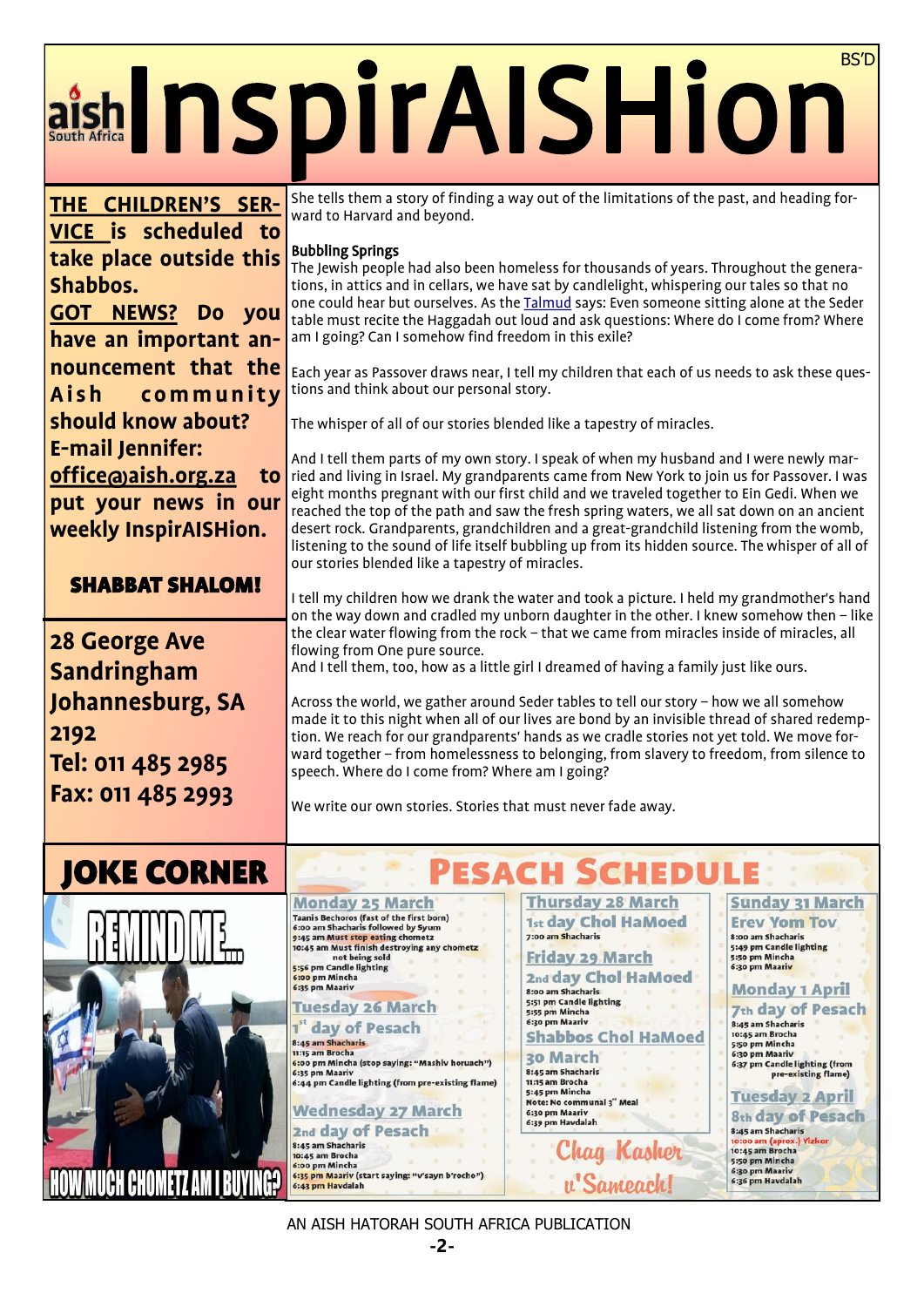# InspirAISHion

BS'D

**THE CHILDREN'S SERVICE is scheduled to take place outside this Shabbos.**

**GOT NEWS? Do you have an important announcement that the Aish community should know about? E-mail Jennifer: office@aish.org.za to put your news in our weekly InspirAISHion.**

**SHABBAT SHALOM!**

**28 George Ave**
**Sandringham**
**Johannesburg, SA**
**2192**
**Tel: 011 485 2985**
**Fax: 011 485 2993**

She tells them a story of finding a way out of the limitations of the past, and heading forward to Harvard and beyond.

**Bubbling Springs**

The Jewish people had also been homeless for thousands of years. Throughout the generations, in attics and in cellars, we have sat by candlelight, whispering our tales so that no one could hear but ourselves. As the Talmud says: Even someone sitting alone at the Seder table must recite the Haggadah out loud and ask questions: Where do I come from? Where am I going? Can I somehow find freedom in this exile?

Each year as Passover draws near, I tell my children that each of us needs to ask these questions and think about our personal story.

The whisper of all of our stories blended like a tapestry of miracles.

And I tell them parts of my own story. I speak of when my husband and I were newly married and living in Israel. My grandparents came from New York to join us for Passover. I was eight months pregnant with our first child and we traveled together to Ein Gedi. When we reached the top of the path and saw the fresh spring waters, we all sat down on an ancient desert rock. Grandparents, grandchildren and a great-grandchild listening from the womb, listening to the sound of life itself bubbling up from its hidden source. The whisper of all of our stories blended like a tapestry of miracles.

I tell my children how we drank the water and took a picture. I held my grandmother's hand on the way down and cradled my unborn daughter in the other. I knew somehow then – like the clear water flowing from the rock – that we came from miracles inside of miracles, all flowing from One pure source.
And I tell them, too, how as a little girl I dreamed of having a family just like ours.

Across the world, we gather around Seder tables to tell our story – how we all somehow made it to this night when all of our lives are bond by an invisible thread of shared redemption. We reach for our grandparents' hands as we cradle stories not yet told. We move forward together – from homelessness to belonging, from slavery to freedom, from silence to speech. Where do I come from? Where am I going?

We write our own stories. Stories that must never fade away.

## JOKE CORNER

REMIND ME...

HOW MUCH CHOMETZ AM I BUYING?

## PESACH SCHEDULE

**Monday 25 March**
Taanis Bechoros (fast of the first born)
6:00 am Shacharis followed by Syum
9:45 am Must stop eating chometz
10:45 am Must finish destroying any chometz not being sold
5:56 pm Candle lighting
6:00 pm Mincha
6:35 pm Maariv

**Tuesday 26 March**
**1st day of Pesach**
8:45 am Shacharis
11:15 am Brocha
6:00 pm Mincha (stop saying: "Mashiv horuach")
6:35 pm Maariv
6:44 pm Candle lighting (from pre-existing flame)

**Wednesday 27 March**
**2nd day of Pesach**
8:45 am Shacharis
10:45 am Brocha
6:00 pm Mincha
6:35 pm Maariv (start saying: "v'sayn b'rocho")
6:43 pm Havdalah

**Thursday 28 March**
**1st day Chol HaMoed**
7:00 am Shacharis

**Friday 29 March**
**2nd day Chol HaMoed**
8:00 am Shacharis
5:51 pm Candle lighting
5:55 pm Mincha
6:30 pm Maariv

**Shabbos Chol HaMoed**
**30 March**
8:45 am Shacharis
11:15 am Brocha
5:45 pm Mincha
Note: No communal 3rd Meal
6:30 pm Maariv
6:39 pm Havdalah

Chag Kasher v'Sameach!

**Sunday 31 March**
**Erev Yom Tov**
8:00 am Shacharis
5:49 pm Candle lighting
5:50 pm Mincha
6:30 pm Maariv

**Monday 1 April**
**7th day of Pesach**
8:45 am Shacharis
10:45 am Brocha
5:50 pm Mincha
6:30 pm Maariv
6:37 pm Candle lighting (from pre-existing flame)

**Tuesday 2 April**
**8th day of Pesach**
8:45 am Shacharis
10:00 am (aprox.) Yizkor
10:45 am Brocha
5:50 pm Mincha
6:30 pm Maariv
6:36 pm Havdalah

AN AISH HATORAH SOUTH AFRICA PUBLICATION